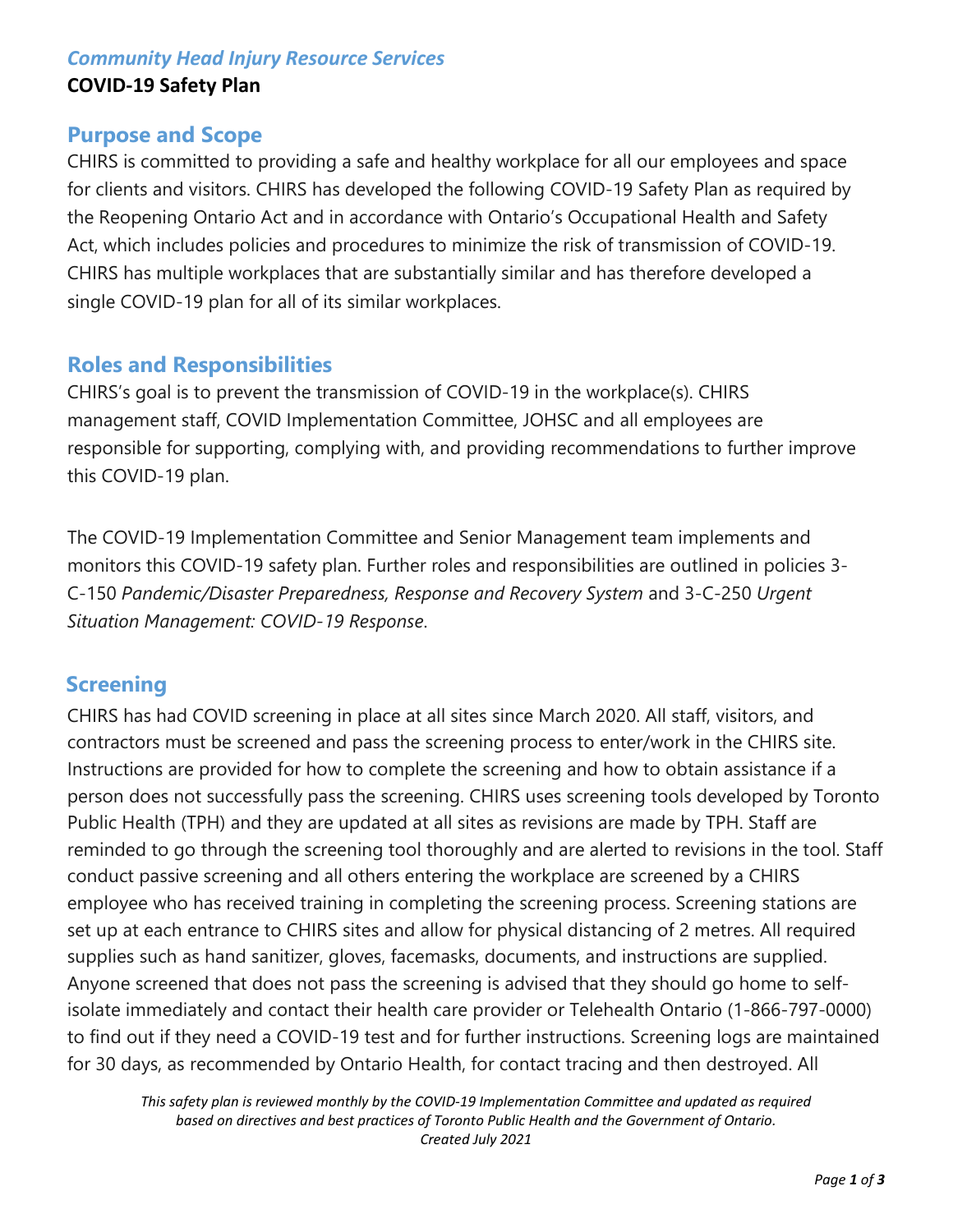*Community Head Injury Resource Services*

**COVID-19 Safety Plan**

## Purpose and Scope

CHIRS is committed to providing a safe and healthy workplace for all our employees and space for clients and visitors. CHIRS has developed the following COVID-19 Safety Plan as required by the Reopening Ontario Act and in accordance with Ontario's Occupational Health and Safety Act, which includes policies and procedures to minimize the risk of transmission of COVID-19. CHIRS has multiple workplaces that are substantially similar and has therefore developed a single COVID-19 plan for all of its similar workplaces.

## Roles and Responsibilities

CHIRS's goal is to prevent the transmission of COVID-19 in the workplace(s). CHIRS management staff, COVID Implementation Committee, JOHSC and all employees are responsible for supporting, complying with, and providing recommendations to further improve this COVID-19 plan.

The COVID-19 Implementation Committee and Senior Management team implements and monitors this COVID-19 safety plan. Further roles and responsibilities are outlined in policies 3-C-150 *Pandemic/Disaster Preparedness, Response and Recovery System* and 3-C-250 *Urgent Situation Management: COVID-19 Response*.

## Screening

CHIRS has had COVID screening in place at all sites since March 2020. All staff, visitors, and contractors must be screened and pass the screening process to enter/work in the CHIRS site. Instructions are provided for how to complete the screening and how to obtain assistance if a person does not successfully pass the screening. CHIRS uses screening tools developed by Toronto Public Health (TPH) and they are updated at all sites as revisions are made by TPH. Staff are reminded to go through the screening tool thoroughly and are alerted to revisions in the tool. Staff conduct passive screening and all others entering the workplace are screened by a CHIRS employee who has received training in completing the screening process. Screening stations are set up at each entrance to CHIRS sites and allow for physical distancing of 2 metres. All required supplies such as hand sanitizer, gloves, facemasks, documents, and instructions are supplied. Anyone screened that does not pass the screening is advised that they should go home to self-isolate immediately and contact their health care provider or Telehealth Ontario (1-866-797-0000) to find out if they need a COVID-19 test and for further instructions. Screening logs are maintained for 30 days, as recommended by Ontario Health, for contact tracing and then destroyed. All

*This safety plan is reviewed monthly by the COVID-19 Implementation Committee and updated as required based on directives and best practices of Toronto Public Health and the Government of Ontario.*
*Created July 2021*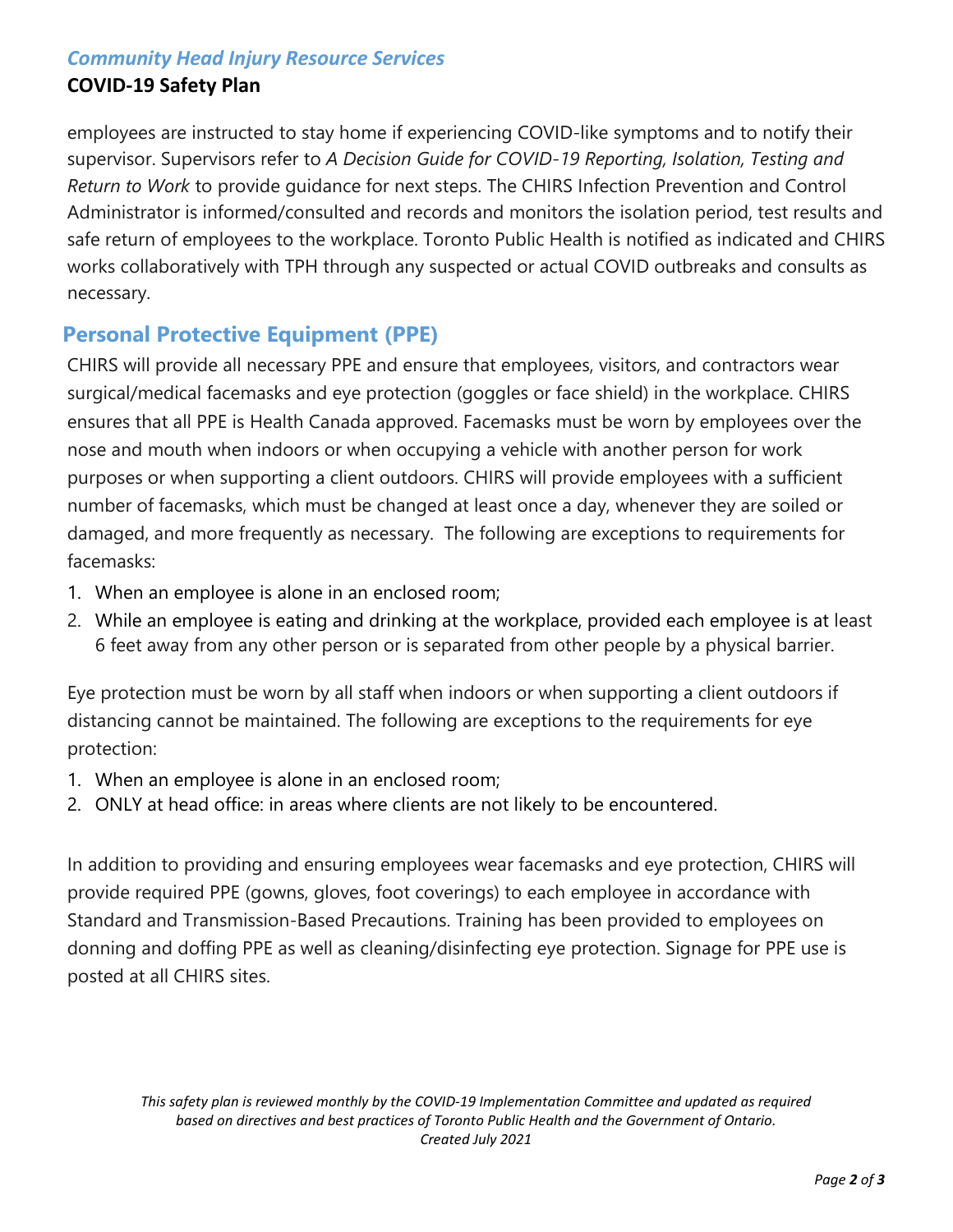employees are instructed to stay home if experiencing COVID-like symptoms and to notify their supervisor. Supervisors refer to *A Decision Guide for COVID-19 Reporting, Isolation, Testing and Return to Work* to provide guidance for next steps. The CHIRS Infection Prevention and Control Administrator is informed/consulted and records and monitors the isolation period, test results and safe return of employees to the workplace. Toronto Public Health is notified as indicated and CHIRS works collaboratively with TPH through any suspected or actual COVID outbreaks and consults as necessary.

## Personal Protective Equipment (PPE)

CHIRS will provide all necessary PPE and ensure that employees, visitors, and contractors wear surgical/medical facemasks and eye protection (goggles or face shield) in the workplace. CHIRS ensures that all PPE is Health Canada approved. Facemasks must be worn by employees over the nose and mouth when indoors or when occupying a vehicle with another person for work purposes or when supporting a client outdoors. CHIRS will provide employees with a sufficient number of facemasks, which must be changed at least once a day, whenever they are soiled or damaged, and more frequently as necessary. The following are exceptions to requirements for facemasks:

1. When an employee is alone in an enclosed room;
2. While an employee is eating and drinking at the workplace, provided each employee is at least 6 feet away from any other person or is separated from other people by a physical barrier.

Eye protection must be worn by all staff when indoors or when supporting a client outdoors if distancing cannot be maintained. The following are exceptions to the requirements for eye protection:

1. When an employee is alone in an enclosed room;
2. ONLY at head office: in areas where clients are not likely to be encountered.

In addition to providing and ensuring employees wear facemasks and eye protection, CHIRS will provide required PPE (gowns, gloves, foot coverings) to each employee in accordance with Standard and Transmission-Based Precautions. Training has been provided to employees on donning and doffing PPE as well as cleaning/disinfecting eye protection. Signage for PPE use is posted at all CHIRS sites.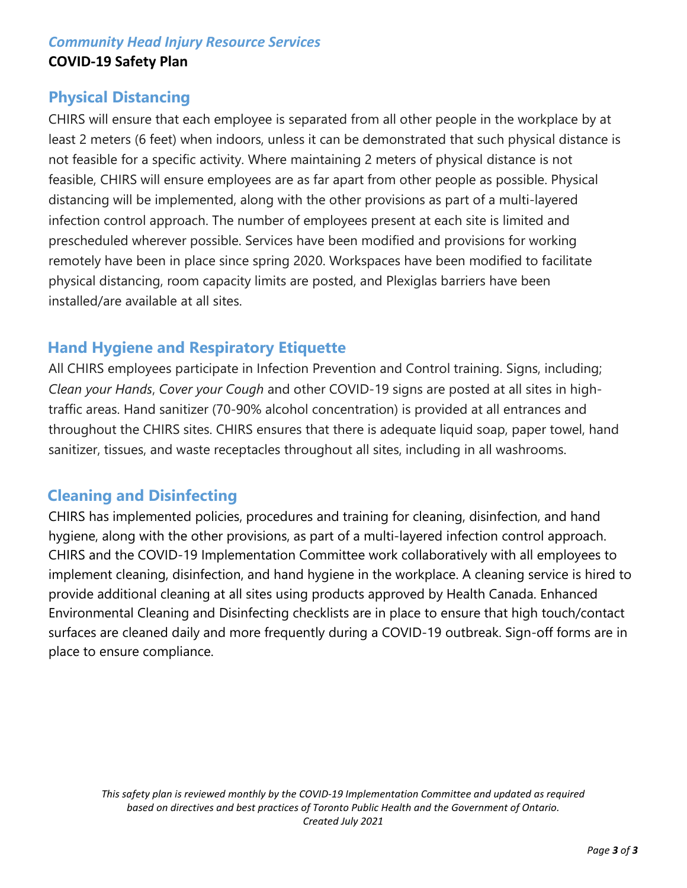## Physical Distancing

CHIRS will ensure that each employee is separated from all other people in the workplace by at least 2 meters (6 feet) when indoors, unless it can be demonstrated that such physical distance is not feasible for a specific activity. Where maintaining 2 meters of physical distance is not feasible, CHIRS will ensure employees are as far apart from other people as possible. Physical distancing will be implemented, along with the other provisions as part of a multi-layered infection control approach. The number of employees present at each site is limited and prescheduled wherever possible. Services have been modified and provisions for working remotely have been in place since spring 2020. Workspaces have been modified to facilitate physical distancing, room capacity limits are posted, and Plexiglas barriers have been installed/are available at all sites.

## Hand Hygiene and Respiratory Etiquette

All CHIRS employees participate in Infection Prevention and Control training. Signs, including; *Clean your Hands*, *Cover your Cough* and other COVID-19 signs are posted at all sites in high-traffic areas. Hand sanitizer (70-90% alcohol concentration) is provided at all entrances and throughout the CHIRS sites. CHIRS ensures that there is adequate liquid soap, paper towel, hand sanitizer, tissues, and waste receptacles throughout all sites, including in all washrooms.

## Cleaning and Disinfecting

CHIRS has implemented policies, procedures and training for cleaning, disinfection, and hand hygiene, along with the other provisions, as part of a multi-layered infection control approach. CHIRS and the COVID-19 Implementation Committee work collaboratively with all employees to implement cleaning, disinfection, and hand hygiene in the workplace. A cleaning service is hired to provide additional cleaning at all sites using products approved by Health Canada. Enhanced Environmental Cleaning and Disinfecting checklists are in place to ensure that high touch/contact surfaces are cleaned daily and more frequently during a COVID-19 outbreak. Sign-off forms are in place to ensure compliance.

*This safety plan is reviewed monthly by the COVID-19 Implementation Committee and updated as required based on directives and best practices of Toronto Public Health and the Government of Ontario.*
*Created July 2021*